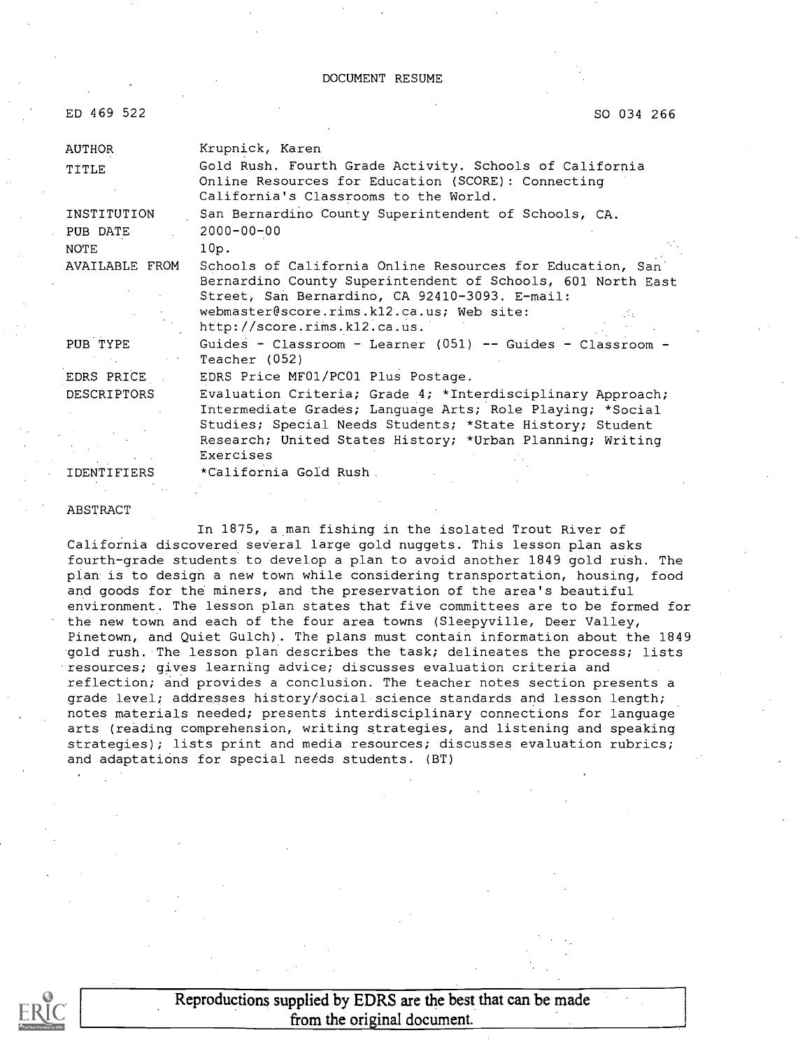DOCUMENT RESUME

| | |
|---|---|
| ED 469 522 | SO 034 266 |
| AUTHOR | Krupnick, Karen |
| TITLE | Gold Rush. Fourth Grade Activity. Schools of California Online Resources for Education (SCORE): Connecting California's Classrooms to the World. |
| INSTITUTION | San Bernardino County Superintendent of Schools, CA. |
| PUB DATE | 2000-00-00 |
| NOTE | 10p. |
| AVAILABLE FROM | Schools of California Online Resources for Education, San Bernardino County Superintendent of Schools, 601 North East Street, San Bernardino, CA 92410-3093. E-mail: webmaster@score.rims.k12.ca.us; Web site: http://score.rims.k12.ca.us. |
| PUB TYPE | Guides - Classroom - Learner (051) -- Guides - Classroom - Teacher (052) |
| EDRS PRICE | EDRS Price MF01/PC01 Plus Postage. |
| DESCRIPTORS | Evaluation Criteria; Grade 4; *Interdisciplinary Approach; Intermediate Grades; Language Arts; Role Playing; *Social Studies; Special Needs Students; *State History; Student Research; United States History; *Urban Planning; Writing Exercises |
| IDENTIFIERS | *California Gold Rush |

ABSTRACT

In 1875, a man fishing in the isolated Trout River of California discovered several large gold nuggets. This lesson plan asks fourth-grade students to develop a plan to avoid another 1849 gold rush. The plan is to design a new town while considering transportation, housing, food and goods for the miners, and the preservation of the area's beautiful environment. The lesson plan states that five committees are to be formed for the new town and each of the four area towns (Sleepyville, Deer Valley, Pinetown, and Quiet Gulch). The plans must contain information about the 1849 gold rush. The lesson plan describes the task; delineates the process; lists resources; gives learning advice; discusses evaluation criteria and reflection; and provides a conclusion. The teacher notes section presents a grade level; addresses history/social science standards and lesson length; notes materials needed; presents interdisciplinary connections for language arts (reading comprehension, writing strategies, and listening and speaking strategies); lists print and media resources; discusses evaluation rubrics; and adaptations for special needs students. (BT)

Reproductions supplied by EDRS are the best that can be made from the original document.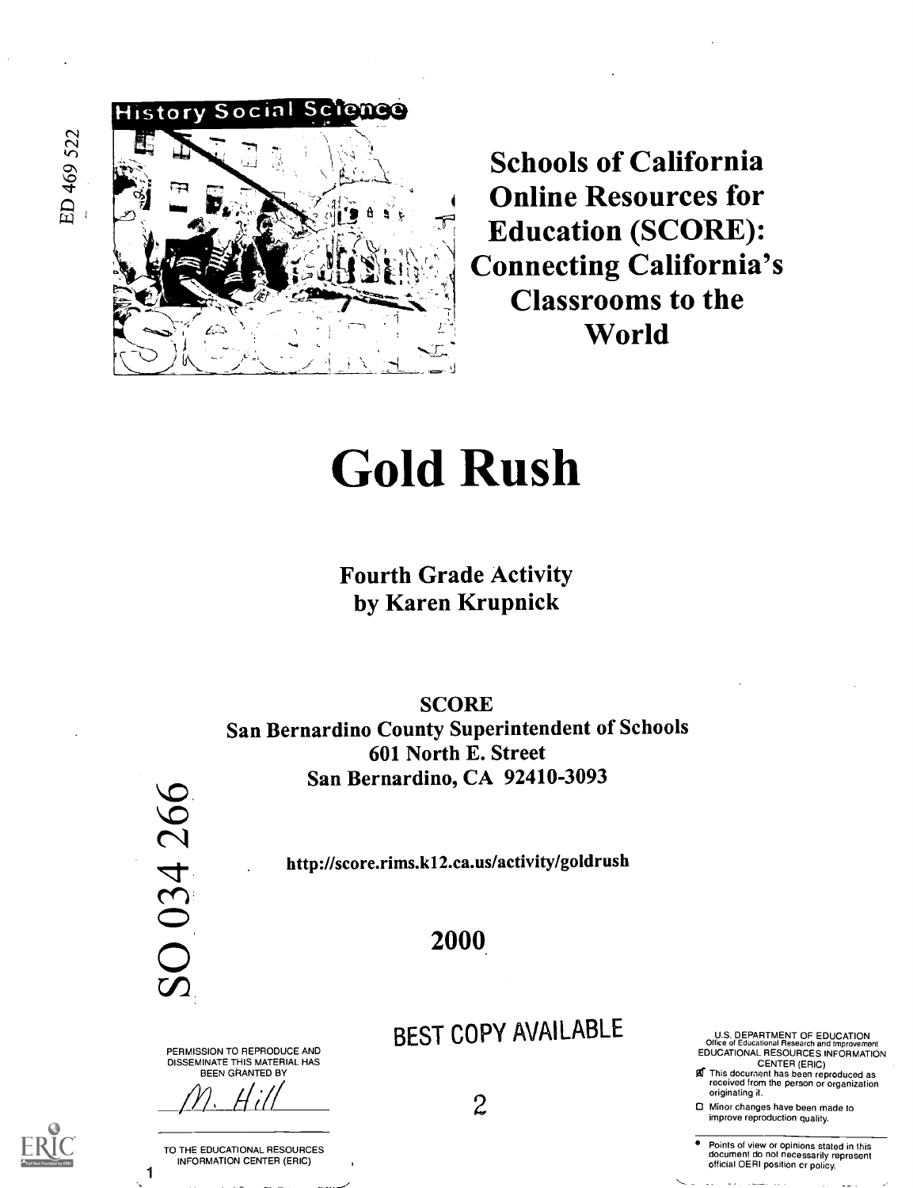ED 469 522

History Social Science

# Schools of California Online Resources for Education (SCORE): Connecting California's Classrooms to the World

# Gold Rush

**Fourth Grade Activity**
**by Karen Krupnick**

**SCORE**
**San Bernardino County Superintendent of Schools**
**601 North E. Street**
**San Bernardino, CA 92410-3093**

SO 034 266

**http://score.rims.k12.ca.us/activity/goldrush**

**2000**

BEST COPY AVAILABLE

PERMISSION TO REPRODUCE AND DISSEMINATE THIS MATERIAL HAS BEEN GRANTED BY

M. Hill

TO THE EDUCATIONAL RESOURCES INFORMATION CENTER (ERIC)

U.S. DEPARTMENT OF EDUCATION
Office of Educational Research and Improvement
EDUCATIONAL RESOURCES INFORMATION CENTER (ERIC)

- [x] This document has been reproduced as received from the person or organization originating it.
- [ ] Minor changes have been made to improve reproduction quality.

- Points of view or opinions stated in this document do not necessarily represent official OERI position or policy.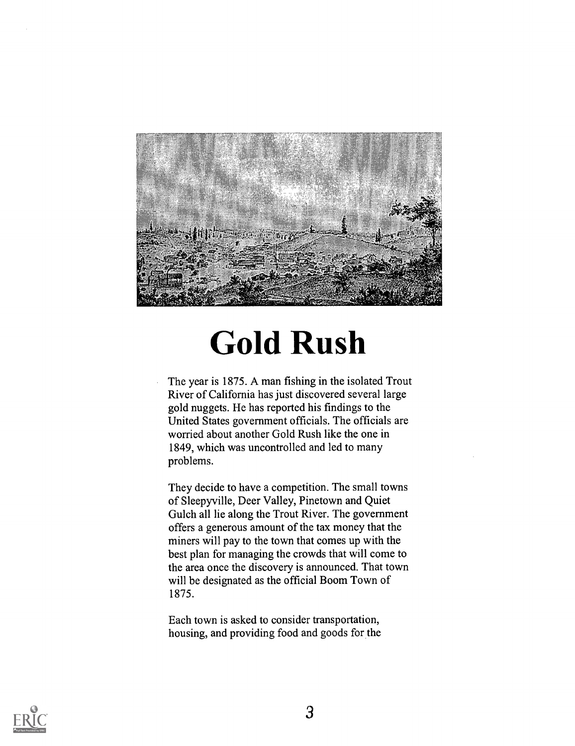# Gold Rush

The year is 1875. A man fishing in the isolated Trout River of California has just discovered several large gold nuggets. He has reported his findings to the United States government officials. The officials are worried about another Gold Rush like the one in 1849, which was uncontrolled and led to many problems.

They decide to have a competition. The small towns of Sleepyville, Deer Valley, Pinetown and Quiet Gulch all lie along the Trout River. The government offers a generous amount of the tax money that the miners will pay to the town that comes up with the best plan for managing the crowds that will come to the area once the discovery is announced. That town will be designated as the official Boom Town of 1875.

Each town is asked to consider transportation, housing, and providing food and goods for the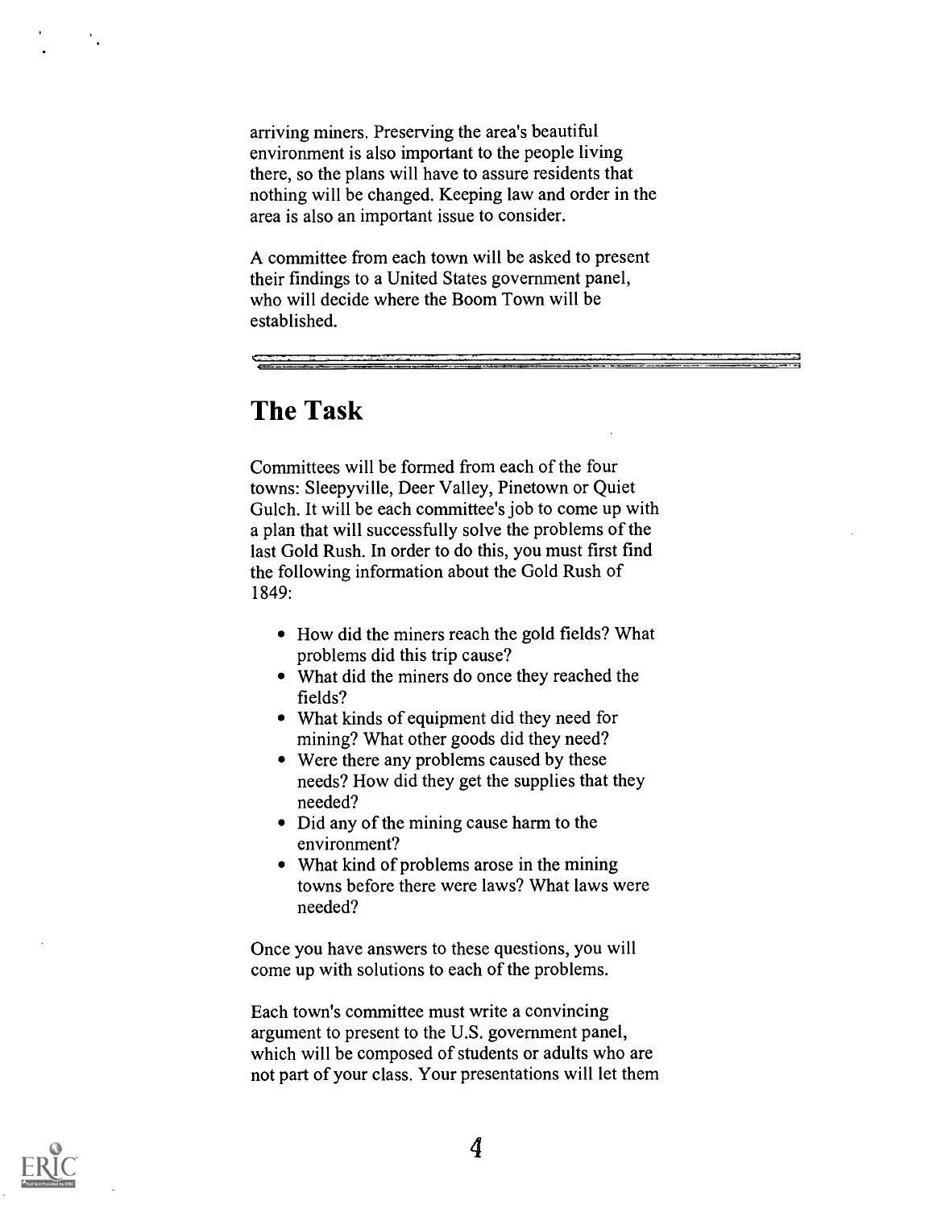arriving miners. Preserving the area's beautiful environment is also important to the people living there, so the plans will have to assure residents that nothing will be changed. Keeping law and order in the area is also an important issue to consider.

A committee from each town will be asked to present their findings to a United States government panel, who will decide where the Boom Town will be established.

---

## The Task

Committees will be formed from each of the four towns: Sleepyville, Deer Valley, Pinetown or Quiet Gulch. It will be each committee's job to come up with a plan that will successfully solve the problems of the last Gold Rush. In order to do this, you must first find the following information about the Gold Rush of 1849:

- How did the miners reach the gold fields? What problems did this trip cause?
- What did the miners do once they reached the fields?
- What kinds of equipment did they need for mining? What other goods did they need?
- Were there any problems caused by these needs? How did they get the supplies that they needed?
- Did any of the mining cause harm to the environment?
- What kind of problems arose in the mining towns before there were laws? What laws were needed?

Once you have answers to these questions, you will come up with solutions to each of the problems.

Each town's committee must write a convincing argument to present to the U.S. government panel, which will be composed of students or adults who are not part of your class. Your presentations will let them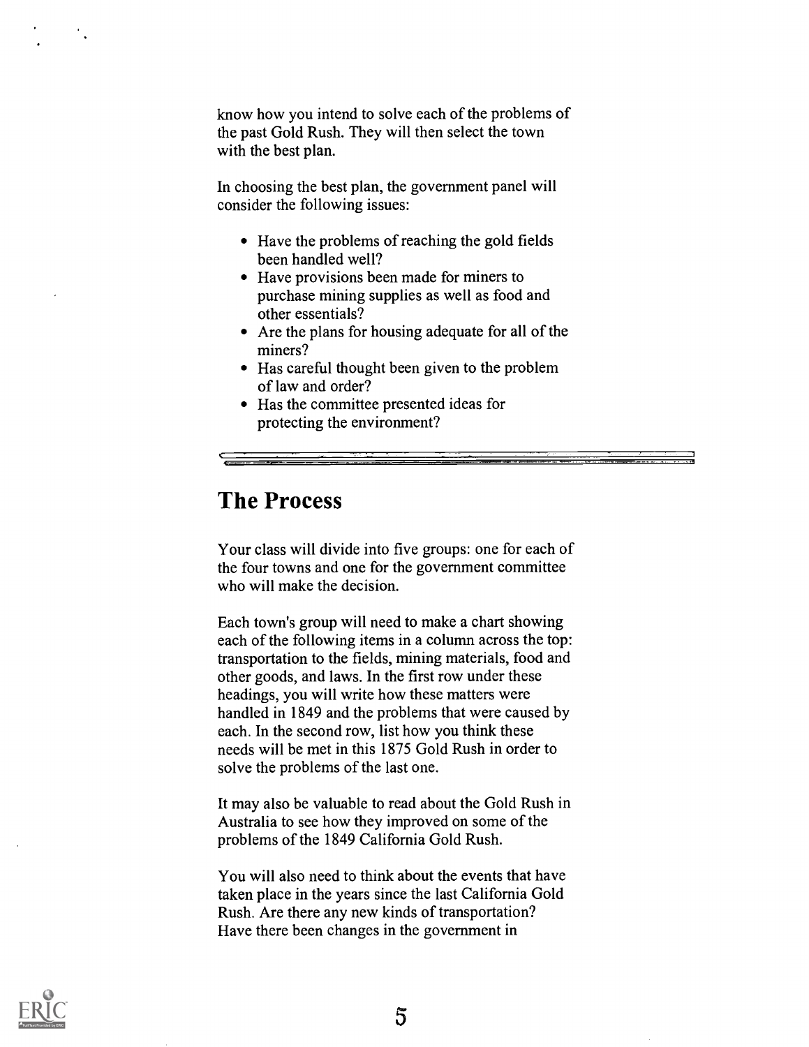know how you intend to solve each of the problems of the past Gold Rush. They will then select the town with the best plan.

In choosing the best plan, the government panel will consider the following issues:

- Have the problems of reaching the gold fields been handled well?
- Have provisions been made for miners to purchase mining supplies as well as food and other essentials?
- Are the plans for housing adequate for all of the miners?
- Has careful thought been given to the problem of law and order?
- Has the committee presented ideas for protecting the environment?

---

## The Process

Your class will divide into five groups: one for each of the four towns and one for the government committee who will make the decision.

Each town's group will need to make a chart showing each of the following items in a column across the top: transportation to the fields, mining materials, food and other goods, and laws. In the first row under these headings, you will write how these matters were handled in 1849 and the problems that were caused by each. In the second row, list how you think these needs will be met in this 1875 Gold Rush in order to solve the problems of the last one.

It may also be valuable to read about the Gold Rush in Australia to see how they improved on some of the problems of the 1849 California Gold Rush.

You will also need to think about the events that have taken place in the years since the last California Gold Rush. Are there any new kinds of transportation? Have there been changes in the government in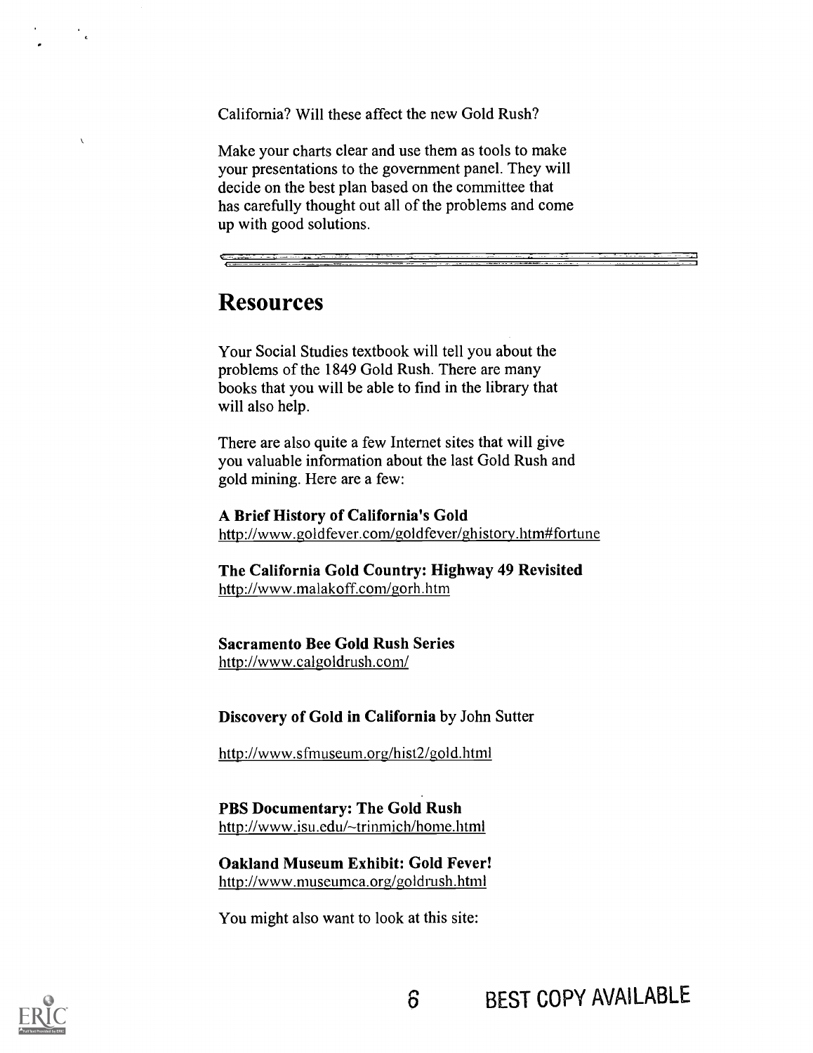California? Will these affect the new Gold Rush?

Make your charts clear and use them as tools to make your presentations to the government panel. They will decide on the best plan based on the committee that has carefully thought out all of the problems and come up with good solutions.

---

## Resources

Your Social Studies textbook will tell you about the problems of the 1849 Gold Rush. There are many books that you will be able to find in the library that will also help.

There are also quite a few Internet sites that will give you valuable information about the last Gold Rush and gold mining. Here are a few:

**A Brief History of California's Gold**
http://www.goldfever.com/goldfever/ghistory.htm#fortune

**The California Gold Country: Highway 49 Revisited**
http://www.malakoff.com/gorh.htm

**Sacramento Bee Gold Rush Series**
http://www.calgoldrush.com/

**Discovery of Gold in California** by John Sutter

http://www.sfmuseum.org/hist2/gold.html

**PBS Documentary: The Gold Rush**
http://www.isu.edu/~trinmich/home.html

**Oakland Museum Exhibit: Gold Fever!**
http://www.museumca.org/goldrush.html

You might also want to look at this site:

BEST COPY AVAILABLE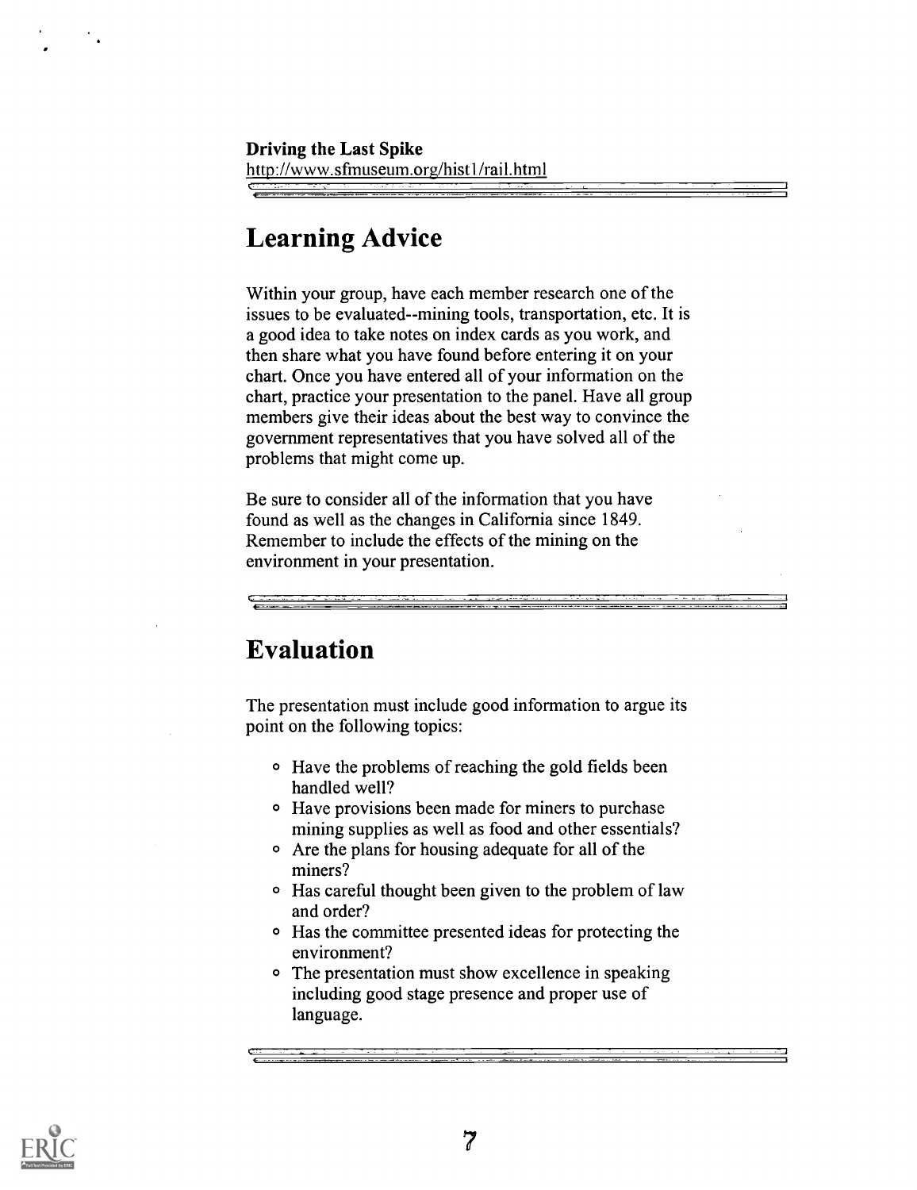**Driving the Last Spike**
http://www.sfmuseum.org/hist1/rail.html

## Learning Advice

Within your group, have each member research one of the issues to be evaluated--mining tools, transportation, etc. It is a good idea to take notes on index cards as you work, and then share what you have found before entering it on your chart. Once you have entered all of your information on the chart, practice your presentation to the panel. Have all group members give their ideas about the best way to convince the government representatives that you have solved all of the problems that might come up.

Be sure to consider all of the information that you have found as well as the changes in California since 1849. Remember to include the effects of the mining on the environment in your presentation.

## Evaluation

The presentation must include good information to argue its point on the following topics:

- Have the problems of reaching the gold fields been handled well?
- Have provisions been made for miners to purchase mining supplies as well as food and other essentials?
- Are the plans for housing adequate for all of the miners?
- Has careful thought been given to the problem of law and order?
- Has the committee presented ideas for protecting the environment?
- The presentation must show excellence in speaking including good stage presence and proper use of language.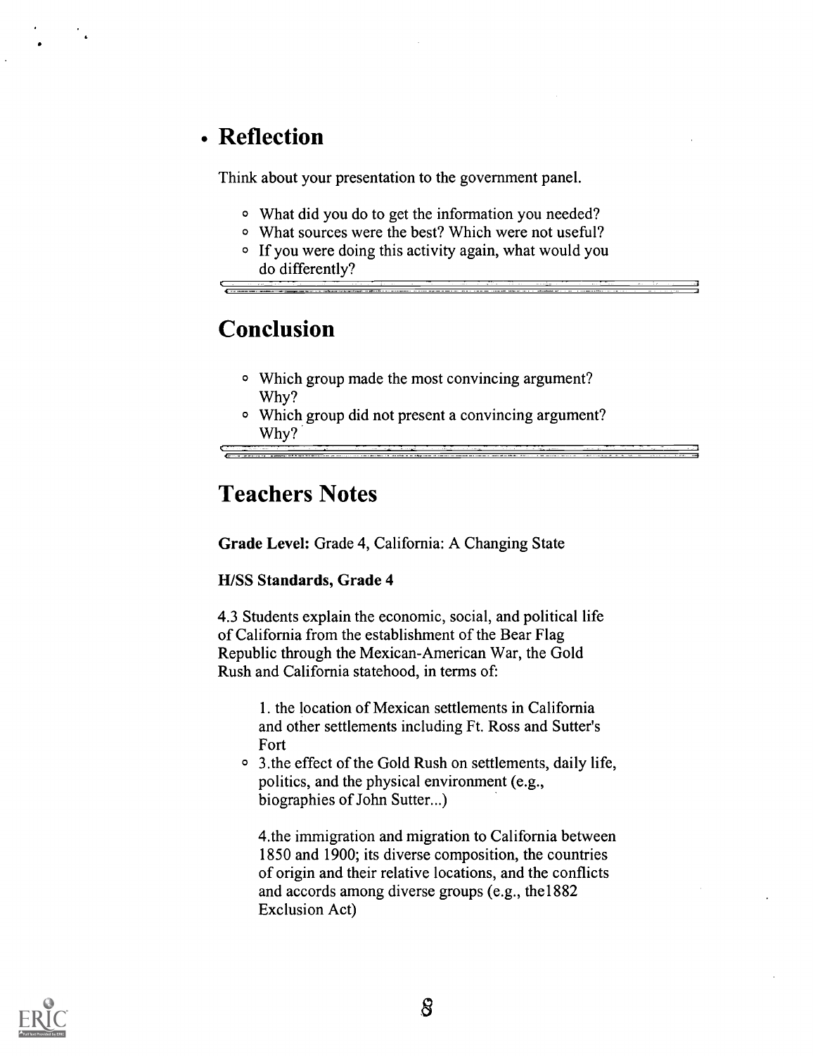## Reflection

Think about your presentation to the government panel.

- What did you do to get the information you needed?
- What sources were the best? Which were not useful?
- If you were doing this activity again, what would you do differently?

## Conclusion

- Which group made the most convincing argument? Why?
- Which group did not present a convincing argument? Why?

## Teachers Notes

**Grade Level:** Grade 4, California: A Changing State

**H/SS Standards, Grade 4**

4.3 Students explain the economic, social, and political life of California from the establishment of the Bear Flag Republic through the Mexican-American War, the Gold Rush and California statehood, in terms of:

1. the location of Mexican settlements in California and other settlements including Ft. Ross and Sutter's Fort

- 3.the effect of the Gold Rush on settlements, daily life, politics, and the physical environment (e.g., biographies of John Sutter...)

4.the immigration and migration to California between 1850 and 1900; its diverse composition, the countries of origin and their relative locations, and the conflicts and accords among diverse groups (e.g., the1882 Exclusion Act)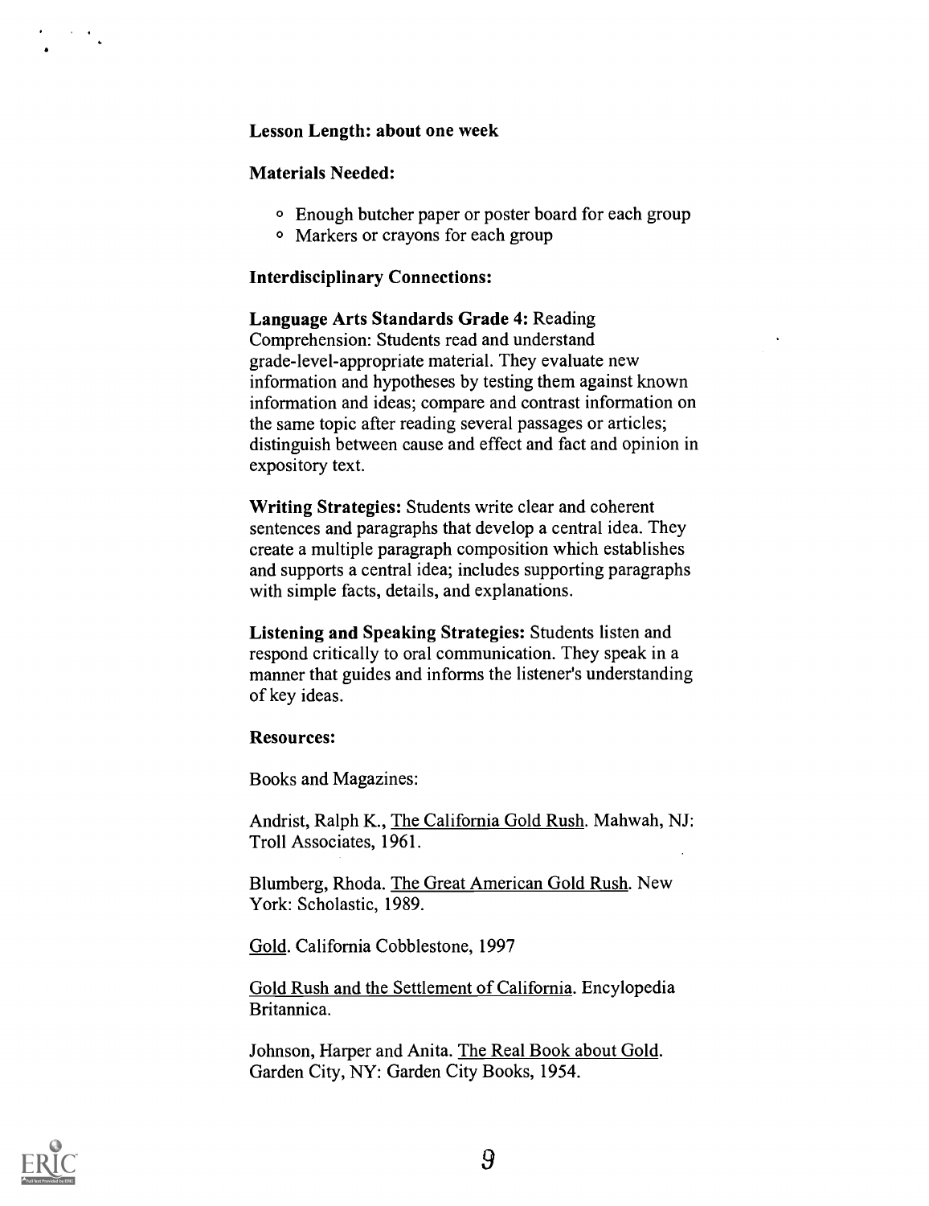**Lesson Length: about one week**

**Materials Needed:**

- Enough butcher paper or poster board for each group
- Markers or crayons for each group

**Interdisciplinary Connections:**

**Language Arts Standards Grade 4:** Reading Comprehension: Students read and understand grade-level-appropriate material. They evaluate new information and hypotheses by testing them against known information and ideas; compare and contrast information on the same topic after reading several passages or articles; distinguish between cause and effect and fact and opinion in expository text.

**Writing Strategies:** Students write clear and coherent sentences and paragraphs that develop a central idea. They create a multiple paragraph composition which establishes and supports a central idea; includes supporting paragraphs with simple facts, details, and explanations.

**Listening and Speaking Strategies:** Students listen and respond critically to oral communication. They speak in a manner that guides and informs the listener's understanding of key ideas.

**Resources:**

Books and Magazines:

Andrist, Ralph K., The California Gold Rush. Mahwah, NJ: Troll Associates, 1961.

Blumberg, Rhoda. The Great American Gold Rush. New York: Scholastic, 1989.

Gold. California Cobblestone, 1997

Gold Rush and the Settlement of California. Encyclopedia Britannica.

Johnson, Harper and Anita. The Real Book about Gold. Garden City, NY: Garden City Books, 1954.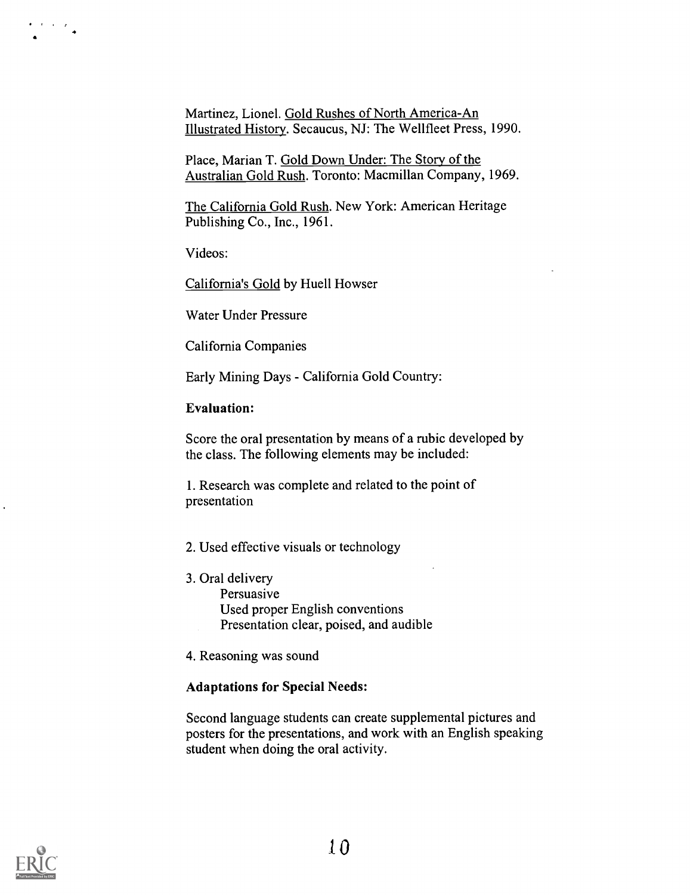Martinez, Lionel. Gold Rushes of North America-An Illustrated History. Secaucus, NJ: The Wellfleet Press, 1990.

Place, Marian T. Gold Down Under: The Story of the Australian Gold Rush. Toronto: Macmillan Company, 1969.

The California Gold Rush. New York: American Heritage Publishing Co., Inc., 1961.

Videos:

California's Gold by Huell Howser

Water Under Pressure

California Companies

Early Mining Days - California Gold Country:

**Evaluation:**

Score the oral presentation by means of a rubic developed by the class. The following elements may be included:

1. Research was complete and related to the point of presentation

2. Used effective visuals or technology

3. Oral delivery
    - Persuasive
    - Used proper English conventions
    - Presentation clear, poised, and audible

4. Reasoning was sound

**Adaptations for Special Needs:**

Second language students can create supplemental pictures and posters for the presentations, and work with an English speaking student when doing the oral activity.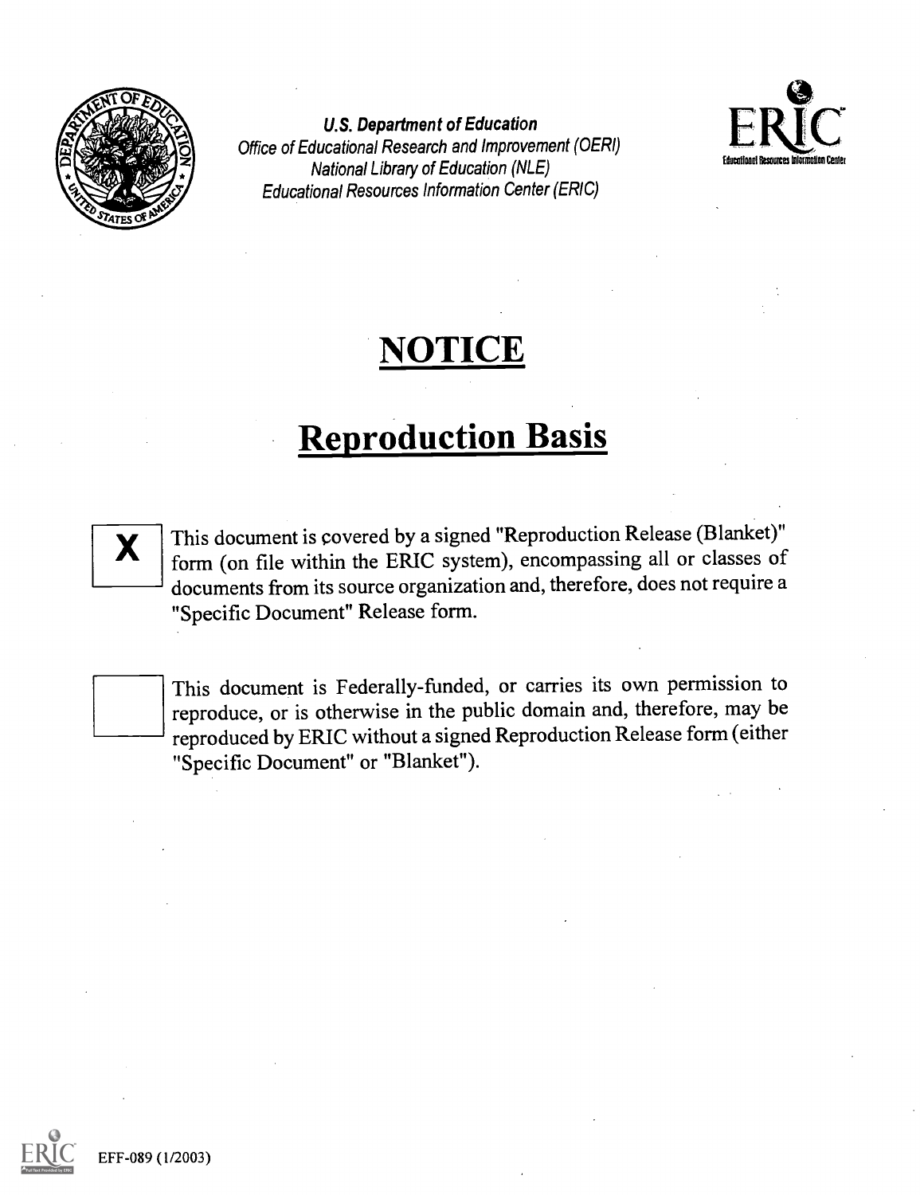U.S. Department of Education
Office of Educational Research and Improvement (OERI)
National Library of Education (NLE)
Educational Resources Information Center (ERIC)

# NOTICE

# Reproduction Basis

- [X] This document is covered by a signed "Reproduction Release (Blanket)" form (on file within the ERIC system), encompassing all or classes of documents from its source organization and, therefore, does not require a "Specific Document" Release form.

- [ ] This document is Federally-funded, or carries its own permission to reproduce, or is otherwise in the public domain and, therefore, may be reproduced by ERIC without a signed Reproduction Release form (either "Specific Document" or "Blanket").

EFF-089 (1/2003)